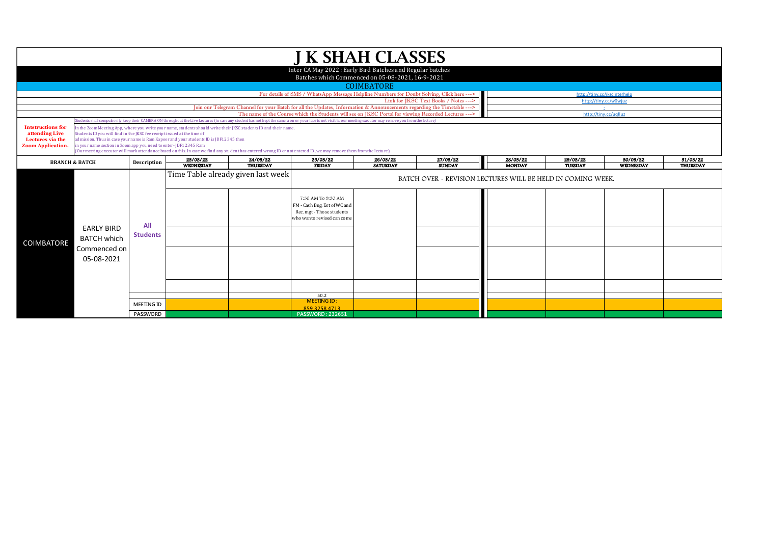# J K SHAH CLASSES

Inter CA May 2022 : Early Bird Batches and Regular batches

Batches which Commenced on 05-08-2021, 16-9-2021

## COIMBATORE

| | |
|---|---|
| For details of SMS / WhatsApp Message Helpline Numbers for Doubt Solving, Click here ---> | http://tiny.cc/jkscinterhelp |
| Link for JKSC Text Books / Notes ---> | http://tiny.cc/w0wjuz |
| Join our Telegram Channel for your Batch for all the Updates, Information & Announcements regarding the Timetable ---> | - |
| The name of the Course which the Students will see on JKSC Portal for viewing Recorded Lectures ---> | http://tiny.cc/uqlluz |

**Intstructions for attending Live Lectures via the Zoom Application.**

Students shall compulsorily keep their CAMERA ON throughout the Live Lectures (in case any student has not kept the camera on or your face is not visible, our meeting executor may remove you from the lecture)

In the Zoom Meeting App, where you write your name, students should write their JKSC students ID and their name.
Students ID you will find in the JKSC fee receipt issued at the time of admission. Thus in case your name is Ram Kapoor and your students ID is JDF12345 then in your name section in Zoom app you need to enter- JDF12345 Ram
(Our meeting executor will mark attendance based on this. In case we find any student has entered wrong ID or not entered ID, we may remove them from the lecture)

| BRANCH & BATCH | | Description | 23/03/22 WEDNESDAY | 24/03/22 THURSDAY | 25/03/22 FRIDAY | 26/03/22 SATURDAY | 27/03/22 SUNDAY | 28/03/22 MONDAY | 29/03/22 TUESDAY | 30/03/22 WEDNESDAY | 31/03/22 THURSDAY |
|---|---|---|---|---|---|---|---|---|---|---|---|
| COIMBATORE | EARLY BIRD BATCH which Commenced on 05-08-2021 | All Students | Time Table already given last week | | BATCH OVER - REVISION LECTURES WILL BE HELD IN COMING WEEK. | | | | | | |
| | | | | | 7:30 AM To 9:30 AM FM - Cash Bug, Est of WC and Rec. mgt - Those students who want to revised can come | | | | | | |
| | | | | | | | | | | | |
| | | | | | | | | | | | |
| | | | | | | | | | | | |
| | | | | | 50.2 | | | | | | |
| | | MEETING ID | | | MEETING ID : 859 3258 4713 | | | | | | |
| | | PASSWORD | | | PASSWORD : 232651 | | | | | | |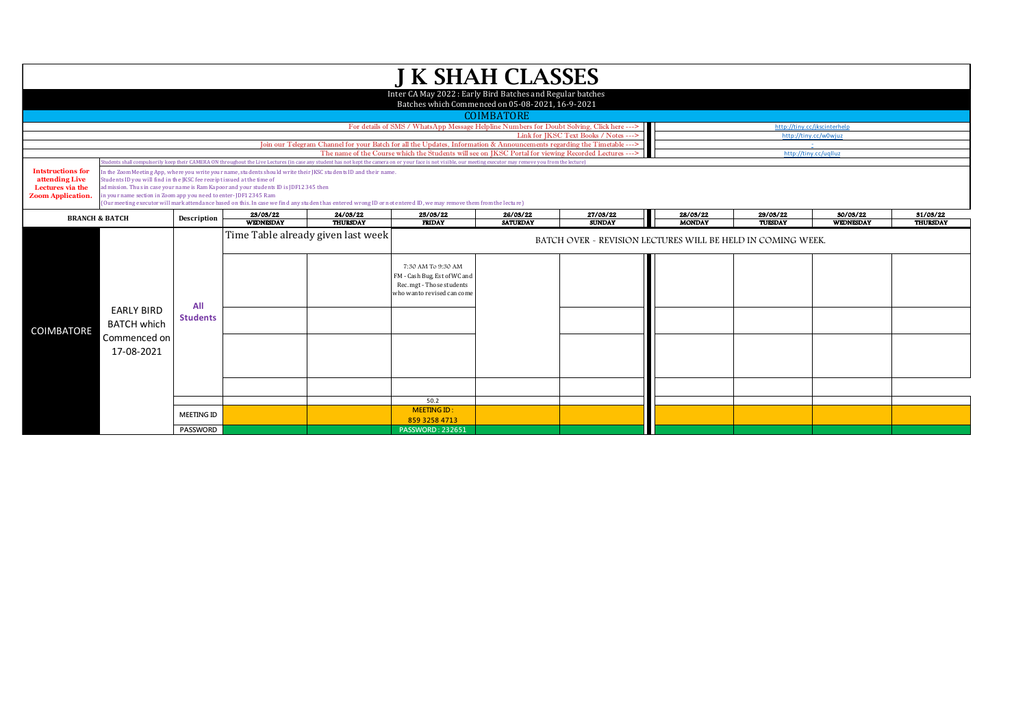# J K SHAH CLASSES

Inter CA May 2022 : Early Bird Batches and Regular batches

Batches which Commenced on 05-08-2021, 16-9-2021

## COIMBATORE

| | |
|---|---|
| For details of SMS / WhatsApp Message Helpline Numbers for Doubt Solving, Click here ---> | http://tiny.cc/jkscinterhelp |
| Link for JKSC Text Books / Notes ---> | http://tiny.cc/w0wjuz |
| Join our Telegram Channel for your Batch for all the Updates, Information & Announcements regarding the Timetable ---> | - |
| The name of the Course which the Students will see on JKSC Portal for viewing Recorded Lectures ---> | http://tiny.cc/uqlluz |

**Intstructions for attending Live Lectures via the Zoom Application.**

Students shall compulsorily keep their CAMERA ON throughout the Live Lectures (in case any student has not kept the camera on or your face is not visible, our meeting executor may remove you from the lecture)

In the Zoom Meeting App, where you write your name, students should write their JKSC students ID and their name.
Students ID you will find in the JKSC fee receipt issued at the time of admission. Thus in case your name is Ram Kapoor and your students ID is JDF12345 then in your name section in Zoom app you need to enter- JDF12345 Ram
(Our meeting executor will mark attendance based on this. In case we find any student has entered wrong ID or not entered ID, we may remove them from the lecture)

| BRANCH & BATCH | | Description | 23/03/22 WEDNESDAY | 24/03/22 THURSDAY | 25/03/22 FRIDAY | 26/03/22 SATURDAY | 27/03/22 SUNDAY | 28/03/22 MONDAY | 29/03/22 TUESDAY | 30/03/22 WEDNESDAY | 31/03/22 THURSDAY |
|---|---|---|---|---|---|---|---|---|---|---|---|
| COIMBATORE | EARLY BIRD BATCH which Commenced on 17-08-2021 | All Students | Time Table already given last week | | BATCH OVER - REVISION LECTURES WILL BE HELD IN COMING WEEK. | | | | | | |
| | | | | | 7:30 AM To 9:30 AM FM - Cash Bug, Est of WC and Rec. mgt - Those students who wan to revised can come | | | | | | |
| | | | | | | | | | | | |
| | | | | | | | | | | | |
| | | | | | | | | | | | |
| | | | | | 50.2 | | | | | | |
| | | MEETING ID | | | MEETING ID : 859 3258 4713 | | | | | | |
| | | PASSWORD | | | PASSWORD : 232651 | | | | | | |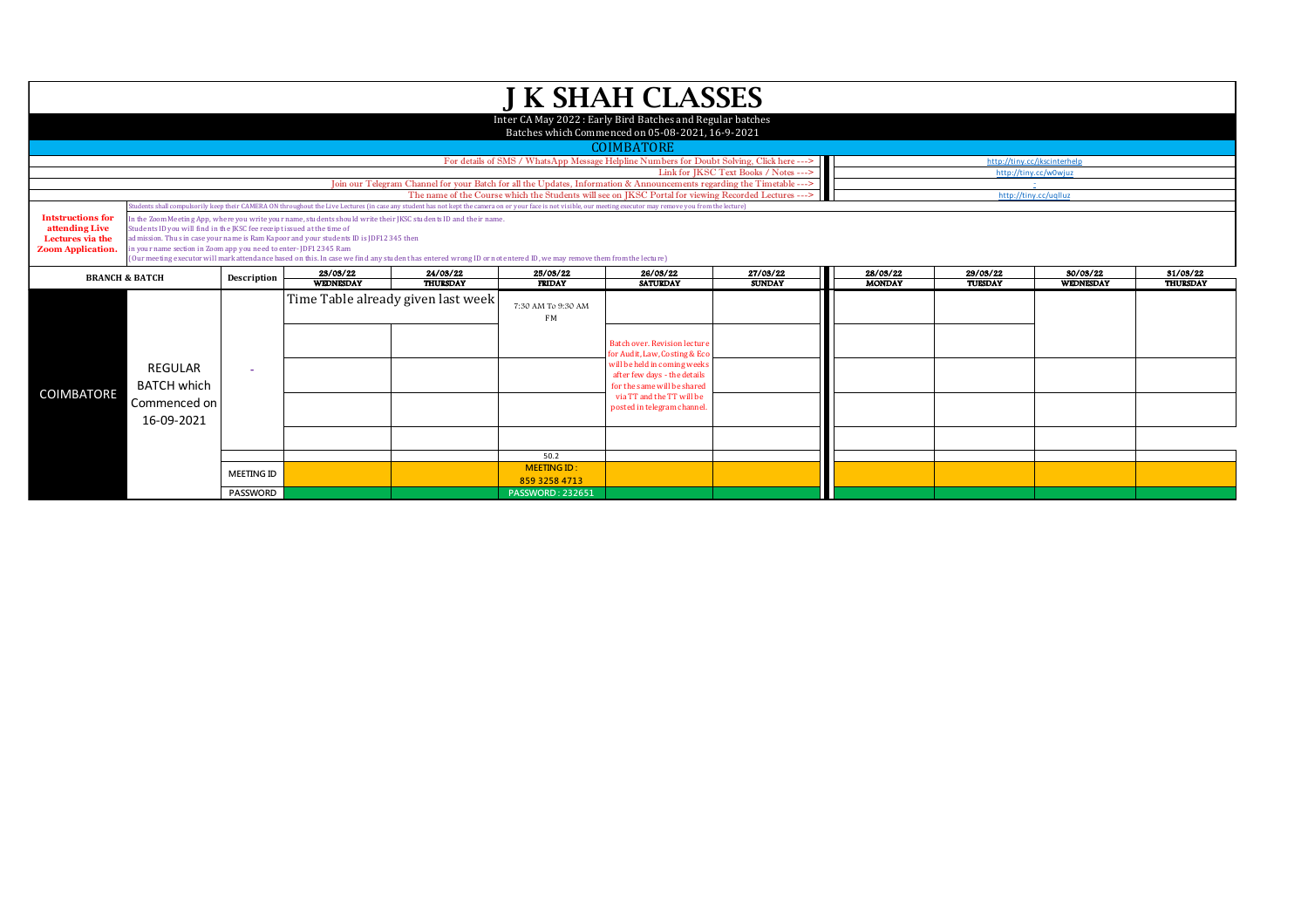# J K SHAH CLASSES

Inter CA May 2022 : Early Bird Batches and Regular batches

Batches which Commenced on 05-08-2021, 16-9-2021

## COIMBATORE

| | |
|---|---|
| For details of SMS / WhatsApp Message Helpline Numbers for Doubt Solving, Click here ---> | http://tiny.cc/jkscinterhelp |
| Link for JKSC Text Books / Notes ---> | http://tiny.cc/w0wjuz |
| Join our Telegram Channel for your Batch for all the Updates, Information & Announcements regarding the Timetable ---> | - |
| The name of the Course which the Students will see on JKSC Portal for viewing Recorded Lectures ---> | http://tiny.cc/uqlluz |

**Intstructions for attending Live Lectures via the Zoom Application.**

Students shall compulsorily keep their CAMERA ON throughout the Live Lectures (in case any student has not kept the camera on or your face is not visible, our meeting executor may remove you from the lecture)

In the Zoom Meeting App, where you write your name, students should write their JKSC students ID and their name.
Students ID you will find in the JKSC fee receipt issued at the time of admission. Thus in case your name is Ram Kapoor and your students ID is JDF12345 then in your name section in Zoom app you need to enter- JDF12345 Ram
(Our meeting executor will mark attendance based on this. In case we find any student has entered wrong ID or not entered ID, we may remove them from the lecture)

| BRANCH & BATCH | | Description | 23/03/22 WEDNESDAY | 24/03/22 THURSDAY | 25/03/22 FRIDAY | 26/03/22 SATURDAY | 27/03/22 SUNDAY | 28/03/22 MONDAY | 29/03/22 TUESDAY | 30/03/22 WEDNESDAY | 31/03/22 THURSDAY |
|---|---|---|---|---|---|---|---|---|---|---|---|
| COIMBATORE | REGULAR BATCH which Commenced on 16-09-2021 | - | Time Table already given last week | | 7:30 AM To 9:30 AM FM | Batch over. Revision lecture for Audit, Law, Costing & Eco will be held in coming weeks after few days - the details for the same will be shared via TT and the TT will be posted in telegram channel. | | | | | |
| | | | | | 50.2 | | | | | | |
| | | MEETING ID | | | MEETING ID : 859 3258 4713 | | | | | | |
| | | PASSWORD | | | PASSWORD : 232651 | | | | | | |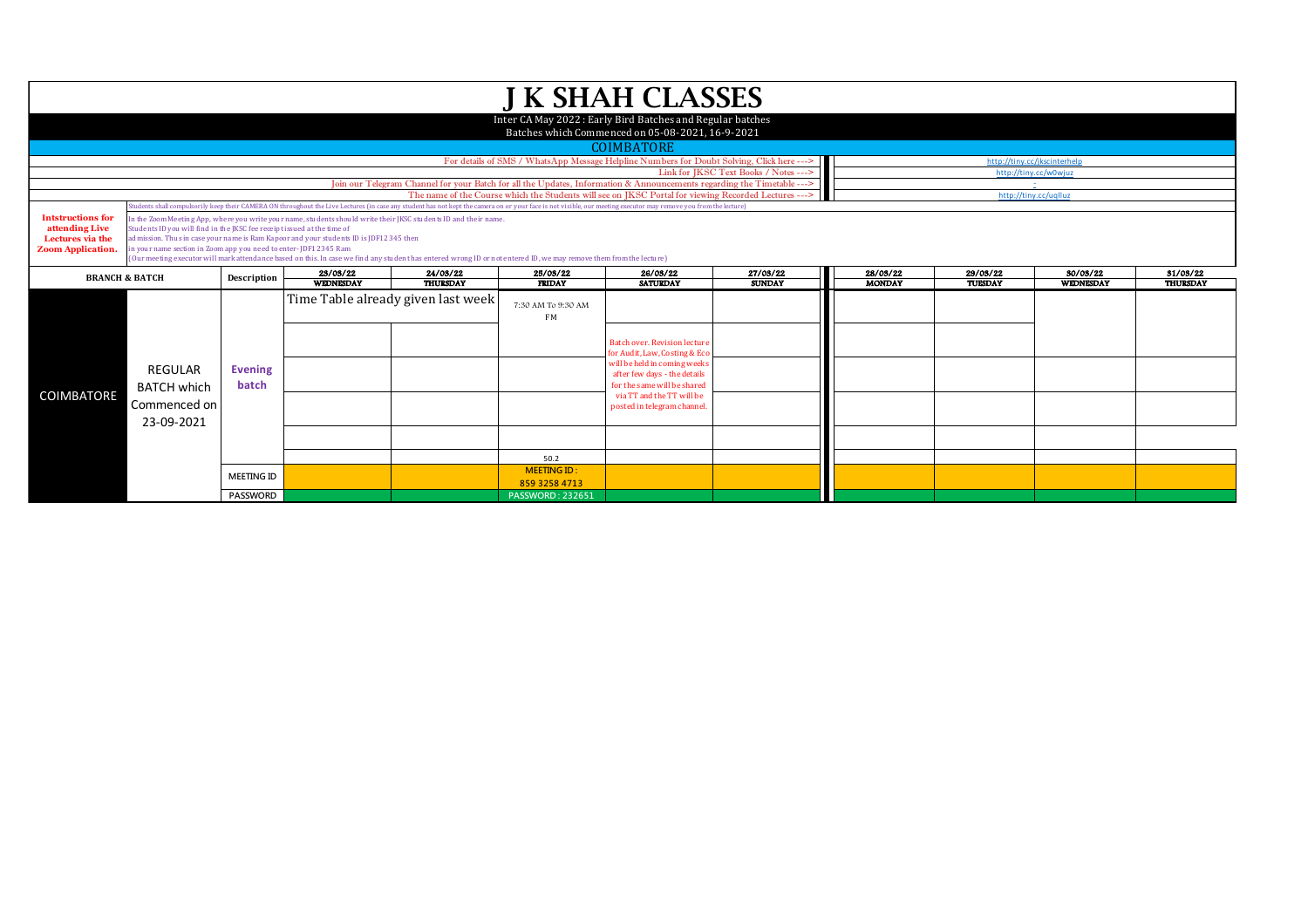# J K SHAH CLASSES

Inter CA May 2022 : Early Bird Batches and Regular batches

Batches which Commenced on 05-08-2021, 16-9-2021

## COIMBATORE

| | |
|---|---|
| For details of SMS / WhatsApp Message Helpline Numbers for Doubt Solving, Click here ---> | http://tiny.cc/jkscinterhelp |
| Link for JKSC Text Books / Notes ---> | http://tiny.cc/w0wjuz |
| Join our Telegram Channel for your Batch for all the Updates, Information & Announcements regarding the Timetable ---> | - |
| The name of the Course which the Students will see on JKSC Portal for viewing Recorded Lectures ---> | http://tiny.cc/uqlluz |

**Intstructions for attending Live Lectures via the Zoom Application.**

Students shall compulsorily keep their CAMERA ON throughout the Live Lectures (in case any student has not kept the camera on or your face is not visible, our meeting executor may remove you from the lecture)

In the Zoom Meeting App, where you write your name, students should write their JKSC students ID and their name.
Students ID you will find in the JKSC fee receipt issued at the time of admission. Thus in case your name is Ram Kapoor and your students ID is JDF12345 then in your name section in Zoom app you need to enter- JDF12345 Ram
(Our meeting executor will mark attendance based on this. In case we find any student has entered wrong ID or not entered ID, we may remove them from the lecture)

| BRANCH & BATCH | | Description | 23/03/22 WEDNESDAY | 24/03/22 THURSDAY | 25/03/22 FRIDAY | 26/03/22 SATURDAY | 27/03/22 SUNDAY | 28/03/22 MONDAY | 29/03/22 TUESDAY | 30/03/22 WEDNESDAY | 31/03/22 THURSDAY |
|---|---|---|---|---|---|---|---|---|---|---|---|
| COIMBATORE | REGULAR BATCH which Commenced on 23-09-2021 | Evening batch | Time Table already given last week | | 7:30 AM To 9:30 AM FM | Batch over. Revision lecture for Audit, Law, Costing & Eco will be held in coming weeks after few days - the details for the same will be shared via TT and the TT will be posted in telegram channel. | | | | | |
| | | | | | 50.2 | | | | | | |
| | | MEETING ID | | | MEETING ID : 859 3258 4713 | | | | | | |
| | | PASSWORD | | | PASSWORD : 232651 | | | | | | |